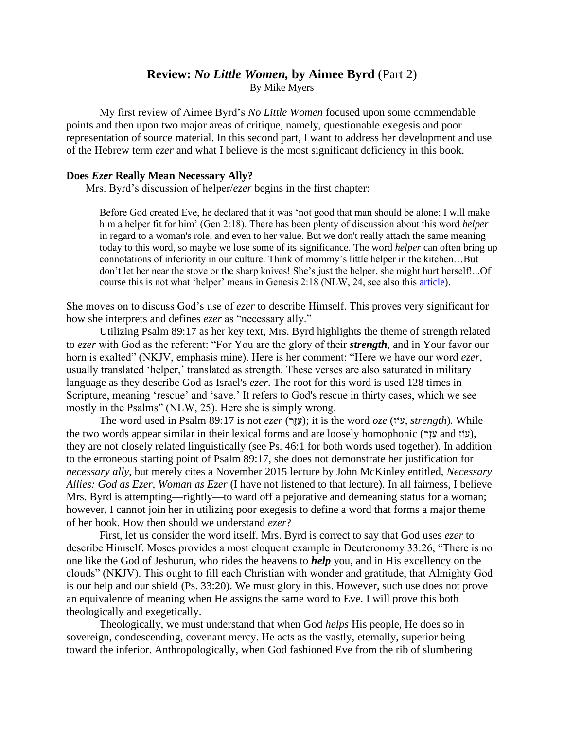# Review: *No Little Women,* by Aimee Byrd (Part 2)

By Mike Myers

My first review of Aimee Byrd's *No Little Women* focused upon some commendable points and then upon two major areas of critique, namely, questionable exegesis and poor representation of source material. In this second part, I want to address her development and use of the Hebrew term *ezer* and what I believe is the most significant deficiency in this book.

### Does *Ezer* Really Mean Necessary Ally?

Mrs. Byrd's discussion of helper/*ezer* begins in the first chapter:

> Before God created Eve, he declared that it was 'not good that man should be alone; I will make him a helper fit for him' (Gen 2:18). There has been plenty of discussion about this word *helper* in regard to a woman's role, and even to her value. But we don't really attach the same meaning today to this word, so maybe we lose some of its significance. The word *helper* can often bring up connotations of inferiority in our culture. Think of mommy's little helper in the kitchen…But don't let her near the stove or the sharp knives! She's just the helper, she might hurt herself!...Of course this is not what 'helper' means in Genesis 2:18 (NLW, 24, see also this article).

She moves on to discuss God's use of *ezer* to describe Himself. This proves very significant for how she interprets and defines *ezer* as "necessary ally."

Utilizing Psalm 89:17 as her key text, Mrs. Byrd highlights the theme of strength related to *ezer* with God as the referent: "For You are the glory of their ***strength***, and in Your favor our horn is exalted" (NKJV, emphasis mine). Here is her comment: "Here we have our word *ezer*, usually translated 'helper,' translated as strength. These verses are also saturated in military language as they describe God as Israel's *ezer*. The root for this word is used 128 times in Scripture, meaning 'rescue' and 'save.' It refers to God's rescue in thirty cases, which we see mostly in the Psalms" (NLW, 25). Here she is simply wrong.

The word used in Psalm 89:17 is not *ezer* (עֵזֶר); it is the word *oze* (עוֹז, *strength*). While the two words appear similar in their lexical forms and are loosely homophonic (עֵזֶר and עוֹז), they are not closely related linguistically (see Ps. 46:1 for both words used together). In addition to the erroneous starting point of Psalm 89:17, she does not demonstrate her justification for *necessary ally*, but merely cites a November 2015 lecture by John McKinley entitled, *Necessary Allies: God as Ezer, Woman as Ezer* (I have not listened to that lecture). In all fairness, I believe Mrs. Byrd is attempting—rightly—to ward off a pejorative and demeaning status for a woman; however, I cannot join her in utilizing poor exegesis to define a word that forms a major theme of her book. How then should we understand *ezer*?

First, let us consider the word itself. Mrs. Byrd is correct to say that God uses *ezer* to describe Himself. Moses provides a most eloquent example in Deuteronomy 33:26, "There is no one like the God of Jeshurun, who rides the heavens to ***help*** you, and in His excellency on the clouds" (NKJV). This ought to fill each Christian with wonder and gratitude, that Almighty God is our help and our shield (Ps. 33:20). We must glory in this. However, such use does not prove an equivalence of meaning when He assigns the same word to Eve. I will prove this both theologically and exegetically.

Theologically, we must understand that when God *helps* His people, He does so in sovereign, condescending, covenant mercy. He acts as the vastly, eternally, superior being toward the inferior. Anthropologically, when God fashioned Eve from the rib of slumbering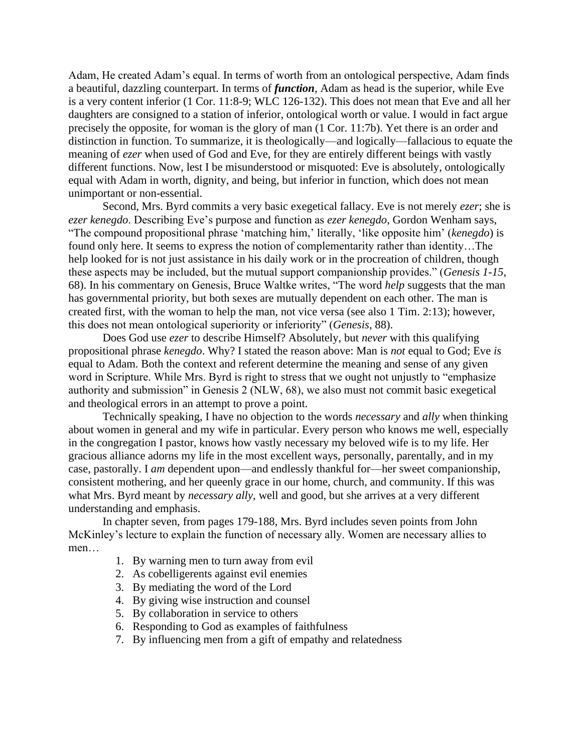Adam, He created Adam's equal. In terms of worth from an ontological perspective, Adam finds a beautiful, dazzling counterpart. In terms of ***function***, Adam as head is the superior, while Eve is a very content inferior (1 Cor. 11:8-9; WLC 126-132). This does not mean that Eve and all her daughters are consigned to a station of inferior, ontological worth or value. I would in fact argue precisely the opposite, for woman is the glory of man (1 Cor. 11:7b). Yet there is an order and distinction in function. To summarize, it is theologically—and logically—fallacious to equate the meaning of *ezer* when used of God and Eve, for they are entirely different beings with vastly different functions. Now, lest I be misunderstood or misquoted: Eve is absolutely, ontologically equal with Adam in worth, dignity, and being, but inferior in function, which does not mean unimportant or non-essential.

Second, Mrs. Byrd commits a very basic exegetical fallacy. Eve is not merely *ezer*; she is *ezer kenegdo*. Describing Eve's purpose and function as *ezer kenegdo*, Gordon Wenham says, "The compound propositional phrase 'matching him,' literally, 'like opposite him' (*kenegdo*) is found only here. It seems to express the notion of complementarity rather than identity…The help looked for is not just assistance in his daily work or in the procreation of children, though these aspects may be included, but the mutual support companionship provides." (*Genesis 1-15*, 68). In his commentary on Genesis, Bruce Waltke writes, "The word *help* suggests that the man has governmental priority, but both sexes are mutually dependent on each other. The man is created first, with the woman to help the man, not vice versa (see also 1 Tim. 2:13); however, this does not mean ontological superiority or inferiority" (*Genesis*, 88).

Does God use *ezer* to describe Himself? Absolutely, but *never* with this qualifying propositional phrase *kenegdo*. Why? I stated the reason above: Man is *not* equal to God; Eve *is* equal to Adam. Both the context and referent determine the meaning and sense of any given word in Scripture. While Mrs. Byrd is right to stress that we ought not unjustly to "emphasize authority and submission" in Genesis 2 (NLW, 68), we also must not commit basic exegetical and theological errors in an attempt to prove a point.

Technically speaking, I have no objection to the words *necessary* and *ally* when thinking about women in general and my wife in particular. Every person who knows me well, especially in the congregation I pastor, knows how vastly necessary my beloved wife is to my life. Her gracious alliance adorns my life in the most excellent ways, personally, parentally, and in my case, pastorally. I *am* dependent upon—and endlessly thankful for—her sweet companionship, consistent mothering, and her queenly grace in our home, church, and community. If this was what Mrs. Byrd meant by *necessary ally*, well and good, but she arrives at a very different understanding and emphasis.

In chapter seven, from pages 179-188, Mrs. Byrd includes seven points from John McKinley's lecture to explain the function of necessary ally. Women are necessary allies to men…

1. By warning men to turn away from evil
2. As cobelligerents against evil enemies
3. By mediating the word of the Lord
4. By giving wise instruction and counsel
5. By collaboration in service to others
6. Responding to God as examples of faithfulness
7. By influencing men from a gift of empathy and relatedness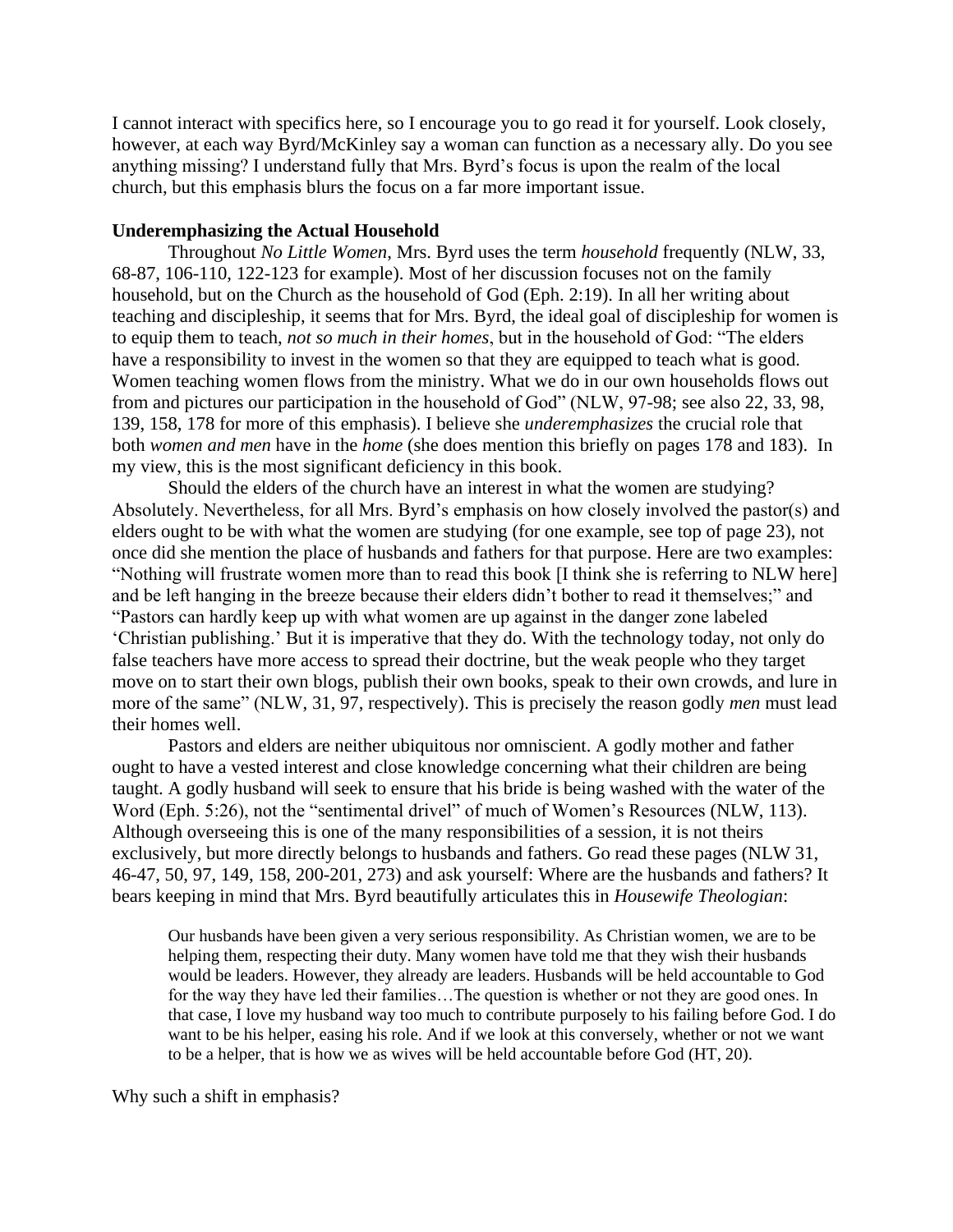I cannot interact with specifics here, so I encourage you to go read it for yourself. Look closely, however, at each way Byrd/McKinley say a woman can function as a necessary ally. Do you see anything missing? I understand fully that Mrs. Byrd's focus is upon the realm of the local church, but this emphasis blurs the focus on a far more important issue.

**Underemphasizing the Actual Household**

Throughout *No Little Women*, Mrs. Byrd uses the term *household* frequently (NLW, 33, 68-87, 106-110, 122-123 for example). Most of her discussion focuses not on the family household, but on the Church as the household of God (Eph. 2:19). In all her writing about teaching and discipleship, it seems that for Mrs. Byrd, the ideal goal of discipleship for women is to equip them to teach, *not so much in their homes*, but in the household of God: "The elders have a responsibility to invest in the women so that they are equipped to teach what is good. Women teaching women flows from the ministry. What we do in our own households flows out from and pictures our participation in the household of God" (NLW, 97-98; see also 22, 33, 98, 139, 158, 178 for more of this emphasis). I believe she *underemphasizes* the crucial role that both *women and men* have in the *home* (she does mention this briefly on pages 178 and 183). In my view, this is the most significant deficiency in this book.

Should the elders of the church have an interest in what the women are studying? Absolutely. Nevertheless, for all Mrs. Byrd's emphasis on how closely involved the pastor(s) and elders ought to be with what the women are studying (for one example, see top of page 23), not once did she mention the place of husbands and fathers for that purpose. Here are two examples: "Nothing will frustrate women more than to read this book [I think she is referring to NLW here] and be left hanging in the breeze because their elders didn't bother to read it themselves;" and "Pastors can hardly keep up with what women are up against in the danger zone labeled 'Christian publishing.' But it is imperative that they do. With the technology today, not only do false teachers have more access to spread their doctrine, but the weak people who they target move on to start their own blogs, publish their own books, speak to their own crowds, and lure in more of the same" (NLW, 31, 97, respectively). This is precisely the reason godly *men* must lead their homes well.

Pastors and elders are neither ubiquitous nor omniscient. A godly mother and father ought to have a vested interest and close knowledge concerning what their children are being taught. A godly husband will seek to ensure that his bride is being washed with the water of the Word (Eph. 5:26), not the "sentimental drivel" of much of Women's Resources (NLW, 113). Although overseeing this is one of the many responsibilities of a session, it is not theirs exclusively, but more directly belongs to husbands and fathers. Go read these pages (NLW 31, 46-47, 50, 97, 149, 158, 200-201, 273) and ask yourself: Where are the husbands and fathers? It bears keeping in mind that Mrs. Byrd beautifully articulates this in *Housewife Theologian*:

> Our husbands have been given a very serious responsibility. As Christian women, we are to be helping them, respecting their duty. Many women have told me that they wish their husbands would be leaders. However, they already are leaders. Husbands will be held accountable to God for the way they have led their families…The question is whether or not they are good ones. In that case, I love my husband way too much to contribute purposely to his failing before God. I do want to be his helper, easing his role. And if we look at this conversely, whether or not we want to be a helper, that is how we as wives will be held accountable before God (HT, 20).

Why such a shift in emphasis?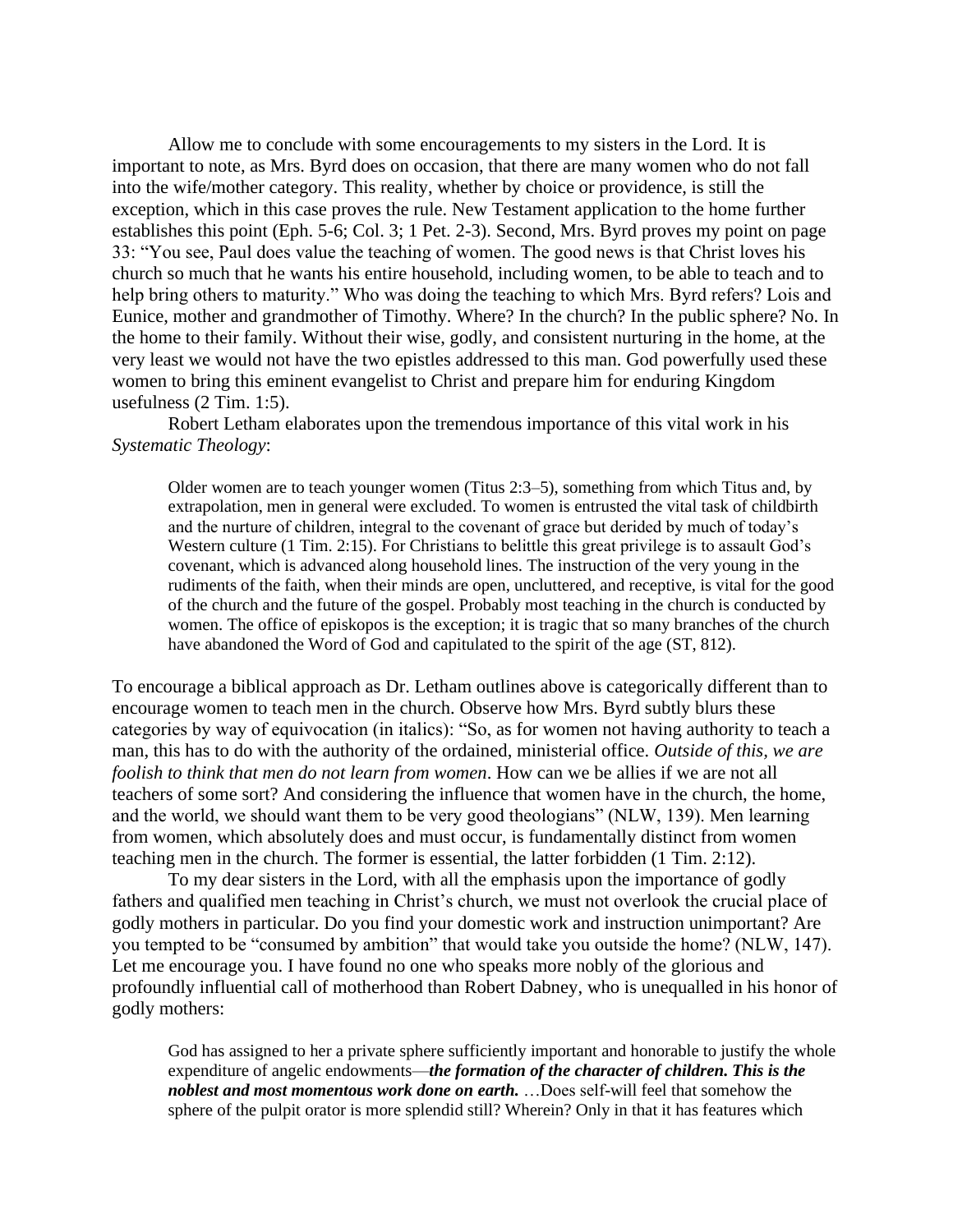Allow me to conclude with some encouragements to my sisters in the Lord. It is important to note, as Mrs. Byrd does on occasion, that there are many women who do not fall into the wife/mother category. This reality, whether by choice or providence, is still the exception, which in this case proves the rule. New Testament application to the home further establishes this point (Eph. 5-6; Col. 3; 1 Pet. 2-3). Second, Mrs. Byrd proves my point on page 33: "You see, Paul does value the teaching of women. The good news is that Christ loves his church so much that he wants his entire household, including women, to be able to teach and to help bring others to maturity." Who was doing the teaching to which Mrs. Byrd refers? Lois and Eunice, mother and grandmother of Timothy. Where? In the church? In the public sphere? No. In the home to their family. Without their wise, godly, and consistent nurturing in the home, at the very least we would not have the two epistles addressed to this man. God powerfully used these women to bring this eminent evangelist to Christ and prepare him for enduring Kingdom usefulness (2 Tim. 1:5).

Robert Letham elaborates upon the tremendous importance of this vital work in his *Systematic Theology*:

> Older women are to teach younger women (Titus 2:3–5), something from which Titus and, by extrapolation, men in general were excluded. To women is entrusted the vital task of childbirth and the nurture of children, integral to the covenant of grace but derided by much of today's Western culture (1 Tim. 2:15). For Christians to belittle this great privilege is to assault God's covenant, which is advanced along household lines. The instruction of the very young in the rudiments of the faith, when their minds are open, uncluttered, and receptive, is vital for the good of the church and the future of the gospel. Probably most teaching in the church is conducted by women. The office of episkopos is the exception; it is tragic that so many branches of the church have abandoned the Word of God and capitulated to the spirit of the age (ST, 812).

To encourage a biblical approach as Dr. Letham outlines above is categorically different than to encourage women to teach men in the church. Observe how Mrs. Byrd subtly blurs these categories by way of equivocation (in italics): "So, as for women not having authority to teach a man, this has to do with the authority of the ordained, ministerial office. *Outside of this, we are foolish to think that men do not learn from women*. How can we be allies if we are not all teachers of some sort? And considering the influence that women have in the church, the home, and the world, we should want them to be very good theologians" (NLW, 139). Men learning from women, which absolutely does and must occur, is fundamentally distinct from women teaching men in the church. The former is essential, the latter forbidden (1 Tim. 2:12).

To my dear sisters in the Lord, with all the emphasis upon the importance of godly fathers and qualified men teaching in Christ's church, we must not overlook the crucial place of godly mothers in particular. Do you find your domestic work and instruction unimportant? Are you tempted to be "consumed by ambition" that would take you outside the home? (NLW, 147). Let me encourage you. I have found no one who speaks more nobly of the glorious and profoundly influential call of motherhood than Robert Dabney, who is unequalled in his honor of godly mothers:

> God has assigned to her a private sphere sufficiently important and honorable to justify the whole expenditure of angelic endowments—***the formation of the character of children. This is the noblest and most momentous work done on earth.*** …Does self-will feel that somehow the sphere of the pulpit orator is more splendid still? Wherein? Only in that it has features which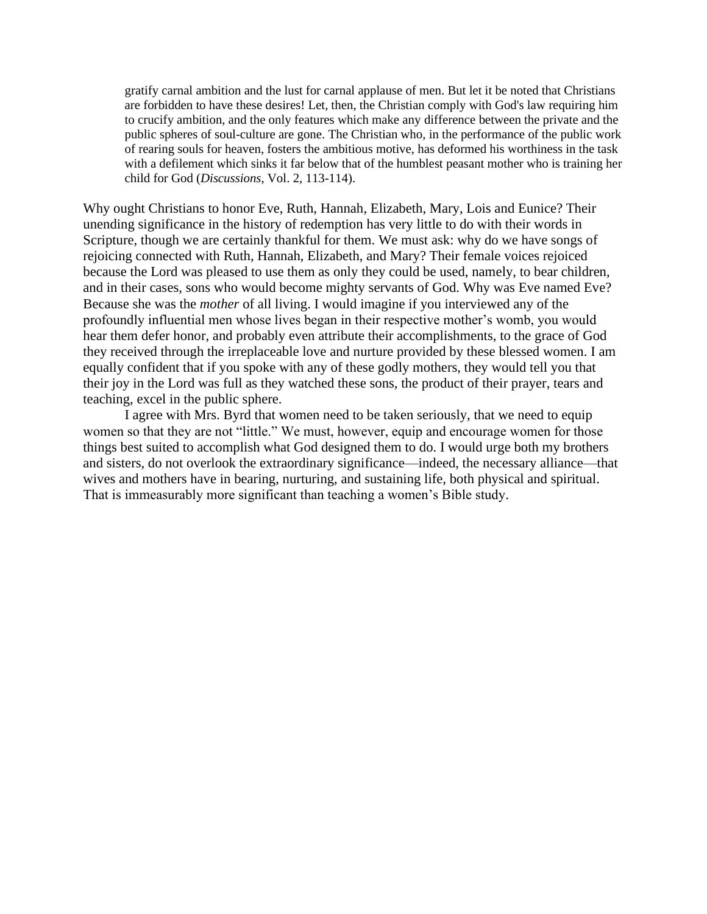> gratify carnal ambition and the lust for carnal applause of men. But let it be noted that Christians are forbidden to have these desires! Let, then, the Christian comply with God's law requiring him to crucify ambition, and the only features which make any difference between the private and the public spheres of soul-culture are gone. The Christian who, in the performance of the public work of rearing souls for heaven, fosters the ambitious motive, has deformed his worthiness in the task with a defilement which sinks it far below that of the humblest peasant mother who is training her child for God (*Discussions*, Vol. 2, 113-114).

Why ought Christians to honor Eve, Ruth, Hannah, Elizabeth, Mary, Lois and Eunice? Their unending significance in the history of redemption has very little to do with their words in Scripture, though we are certainly thankful for them. We must ask: why do we have songs of rejoicing connected with Ruth, Hannah, Elizabeth, and Mary? Their female voices rejoiced because the Lord was pleased to use them as only they could be used, namely, to bear children, and in their cases, sons who would become mighty servants of God. Why was Eve named Eve? Because she was the *mother* of all living. I would imagine if you interviewed any of the profoundly influential men whose lives began in their respective mother's womb, you would hear them defer honor, and probably even attribute their accomplishments, to the grace of God they received through the irreplaceable love and nurture provided by these blessed women. I am equally confident that if you spoke with any of these godly mothers, they would tell you that their joy in the Lord was full as they watched these sons, the product of their prayer, tears and teaching, excel in the public sphere.

I agree with Mrs. Byrd that women need to be taken seriously, that we need to equip women so that they are not "little." We must, however, equip and encourage women for those things best suited to accomplish what God designed them to do. I would urge both my brothers and sisters, do not overlook the extraordinary significance—indeed, the necessary alliance—that wives and mothers have in bearing, nurturing, and sustaining life, both physical and spiritual. That is immeasurably more significant than teaching a women's Bible study.